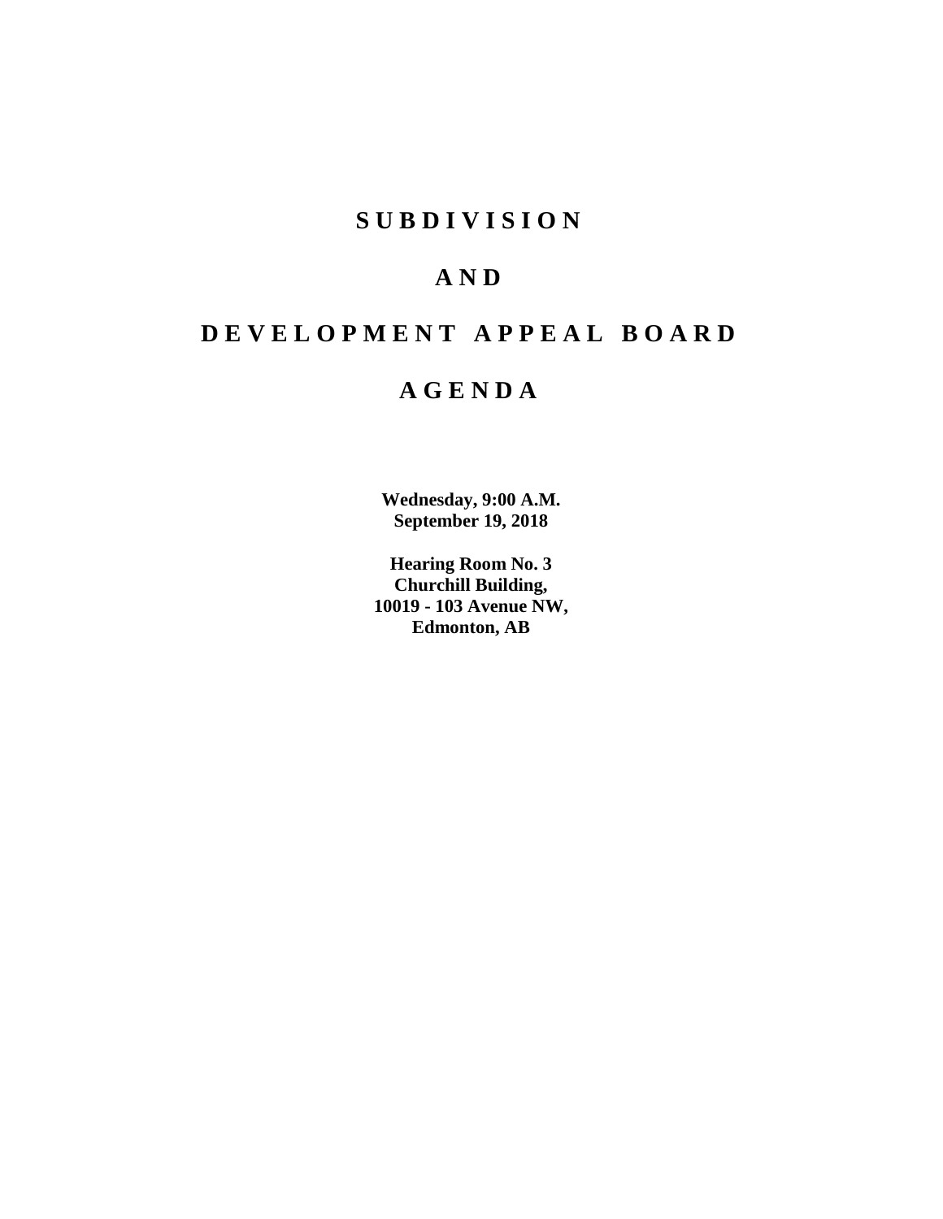# SUBDIVISION

# AND

# DEVELOPMENT APPEAL BOARD

# AGENDA

**Wednesday, 9:00 A.M.**
**September 19, 2018**

**Hearing Room No. 3**
**Churchill Building,**
**10019 - 103 Avenue NW,**
**Edmonton, AB**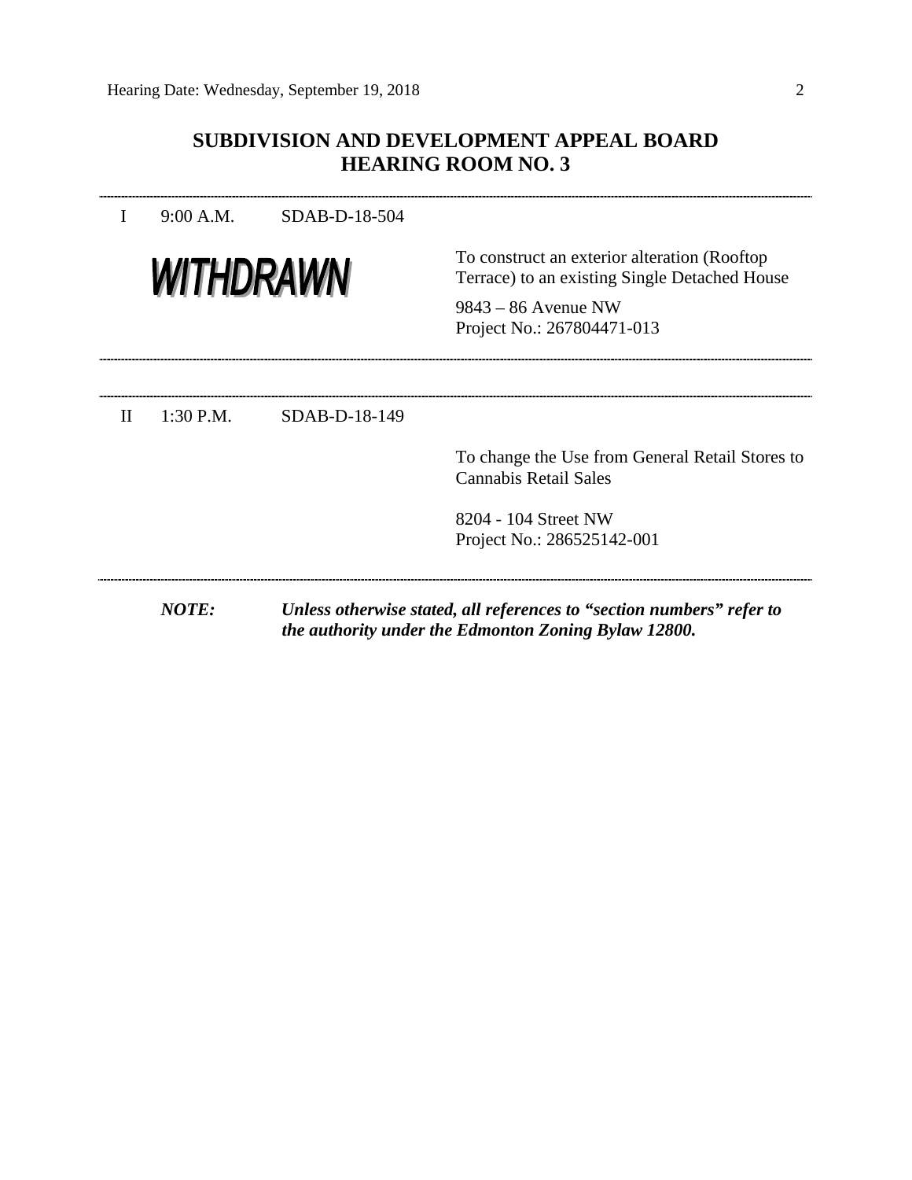# SUBDIVISION AND DEVELOPMENT APPEAL BOARD
# HEARING ROOM NO. 3

---

I 9:00 A.M. SDAB-D-18-504

**WITHDRAWN**

To construct an exterior alteration (Rooftop Terrace) to an existing Single Detached House

9843 – 86 Avenue NW
Project No.: 267804471-013

---

II 1:30 P.M. SDAB-D-18-149

To change the Use from General Retail Stores to Cannabis Retail Sales

8204 - 104 Street NW
Project No.: 286525142-001

---

***NOTE:*** ***Unless otherwise stated, all references to "section numbers" refer to the authority under the Edmonton Zoning Bylaw 12800.***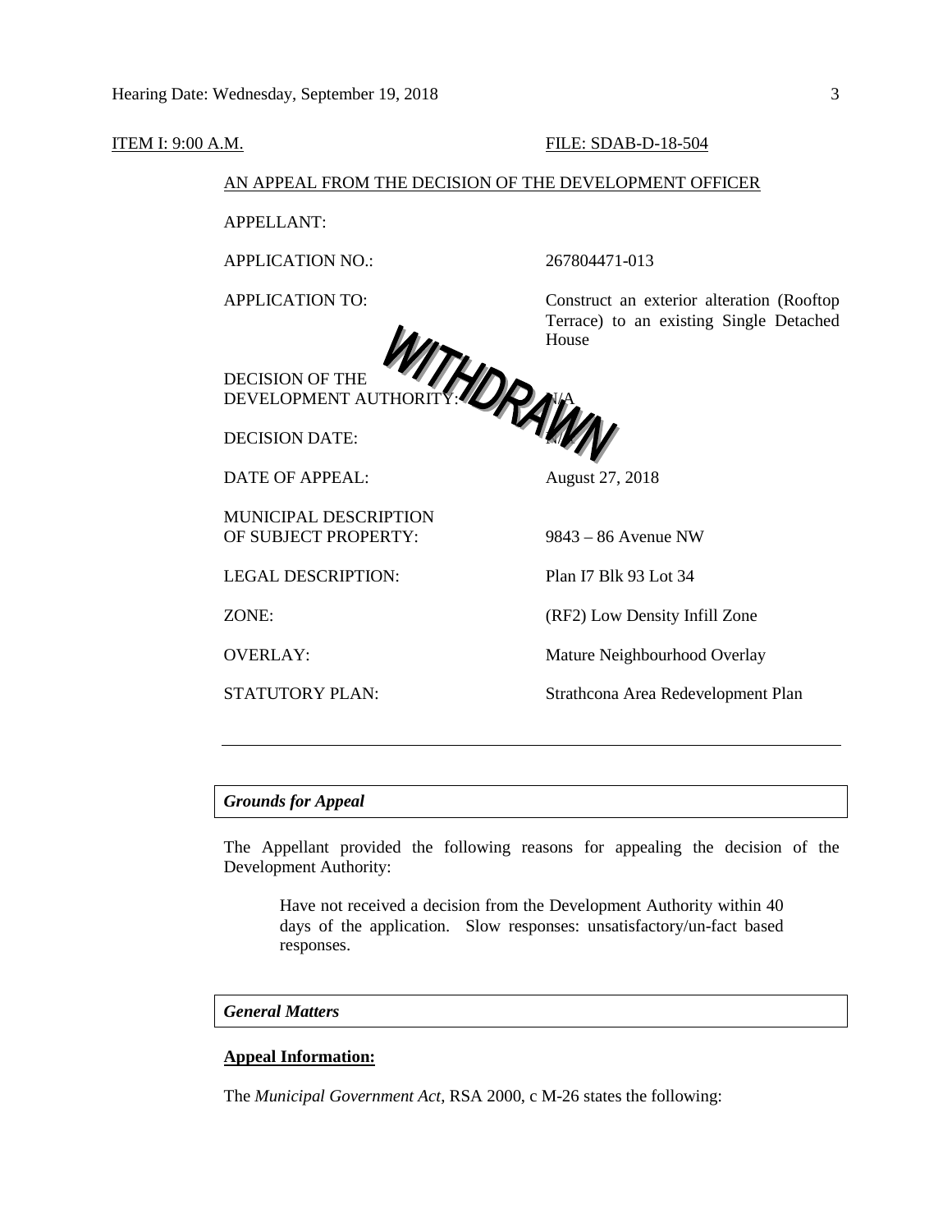ITEM I: 9:00 A.M. FILE: SDAB-D-18-504

AN APPEAL FROM THE DECISION OF THE DEVELOPMENT OFFICER

WITHDRAWN

| | |
|---|---|
| APPELLANT: | |
| APPLICATION NO.: | 267804471-013 |
| APPLICATION TO: | Construct an exterior alteration (Rooftop Terrace) to an existing Single Detached House |
| DECISION OF THE DEVELOPMENT AUTHORITY: | N/A |
| DECISION DATE: | N/A |
| DATE OF APPEAL: | August 27, 2018 |
| MUNICIPAL DESCRIPTION OF SUBJECT PROPERTY: | 9843 – 86 Avenue NW |
| LEGAL DESCRIPTION: | Plan I7 Blk 93 Lot 34 |
| ZONE: | (RF2) Low Density Infill Zone |
| OVERLAY: | Mature Neighbourhood Overlay |
| STATUTORY PLAN: | Strathcona Area Redevelopment Plan |

---

### *Grounds for Appeal*

The Appellant provided the following reasons for appealing the decision of the Development Authority:

> Have not received a decision from the Development Authority within 40 days of the application. Slow responses: unsatisfactory/un-fact based responses.

### *General Matters*

**Appeal Information:**

The *Municipal Government Act*, RSA 2000, c M-26 states the following: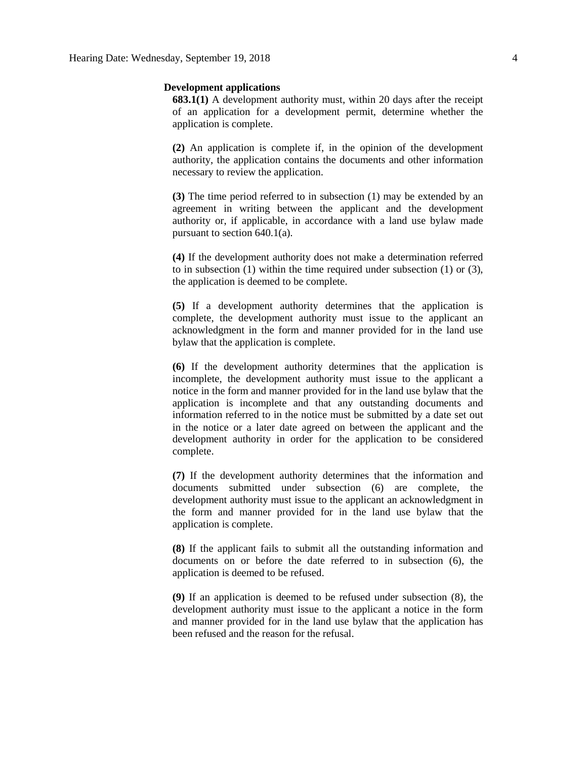**Development applications**

**683.1(1)** A development authority must, within 20 days after the receipt of an application for a development permit, determine whether the application is complete.

**(2)** An application is complete if, in the opinion of the development authority, the application contains the documents and other information necessary to review the application.

**(3)** The time period referred to in subsection (1) may be extended by an agreement in writing between the applicant and the development authority or, if applicable, in accordance with a land use bylaw made pursuant to section 640.1(a).

**(4)** If the development authority does not make a determination referred to in subsection (1) within the time required under subsection (1) or (3), the application is deemed to be complete.

**(5)** If a development authority determines that the application is complete, the development authority must issue to the applicant an acknowledgment in the form and manner provided for in the land use bylaw that the application is complete.

**(6)** If the development authority determines that the application is incomplete, the development authority must issue to the applicant a notice in the form and manner provided for in the land use bylaw that the application is incomplete and that any outstanding documents and information referred to in the notice must be submitted by a date set out in the notice or a later date agreed on between the applicant and the development authority in order for the application to be considered complete.

**(7)** If the development authority determines that the information and documents submitted under subsection (6) are complete, the development authority must issue to the applicant an acknowledgment in the form and manner provided for in the land use bylaw that the application is complete.

**(8)** If the applicant fails to submit all the outstanding information and documents on or before the date referred to in subsection (6), the application is deemed to be refused.

**(9)** If an application is deemed to be refused under subsection (8), the development authority must issue to the applicant a notice in the form and manner provided for in the land use bylaw that the application has been refused and the reason for the refusal.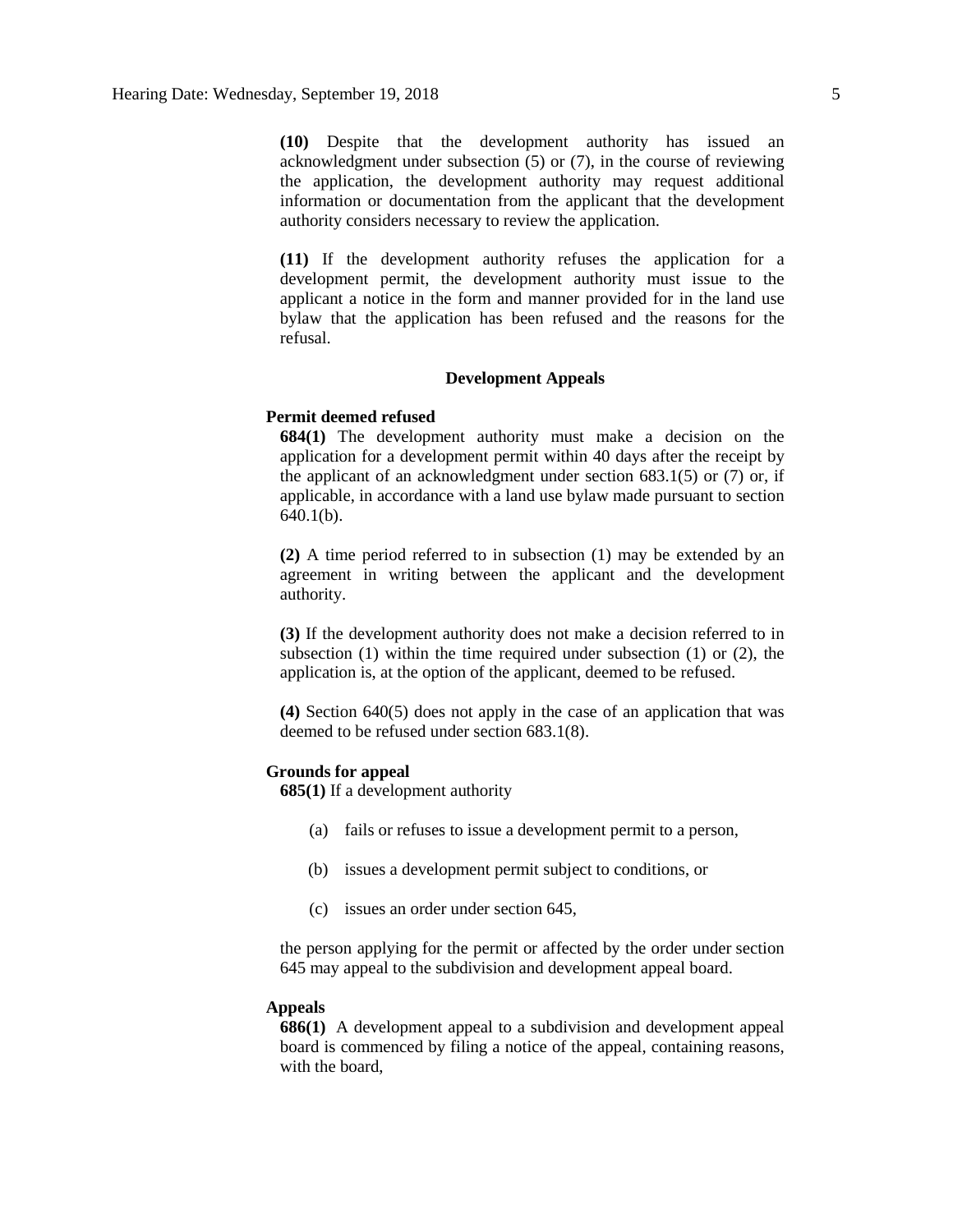**(10)** Despite that the development authority has issued an acknowledgment under subsection (5) or (7), in the course of reviewing the application, the development authority may request additional information or documentation from the applicant that the development authority considers necessary to review the application.

**(11)** If the development authority refuses the application for a development permit, the development authority must issue to the applicant a notice in the form and manner provided for in the land use bylaw that the application has been refused and the reasons for the refusal.

**Development Appeals**

**Permit deemed refused**

**684(1)** The development authority must make a decision on the application for a development permit within 40 days after the receipt by the applicant of an acknowledgment under section 683.1(5) or (7) or, if applicable, in accordance with a land use bylaw made pursuant to section 640.1(b).

**(2)** A time period referred to in subsection (1) may be extended by an agreement in writing between the applicant and the development authority.

**(3)** If the development authority does not make a decision referred to in subsection (1) within the time required under subsection (1) or (2), the application is, at the option of the applicant, deemed to be refused.

**(4)** Section 640(5) does not apply in the case of an application that was deemed to be refused under section 683.1(8).

**Grounds for appeal**

**685(1)** If a development authority

(a) fails or refuses to issue a development permit to a person,

(b) issues a development permit subject to conditions, or

(c) issues an order under section 645,

the person applying for the permit or affected by the order under section 645 may appeal to the subdivision and development appeal board.

**Appeals**

**686(1)** A development appeal to a subdivision and development appeal board is commenced by filing a notice of the appeal, containing reasons, with the board,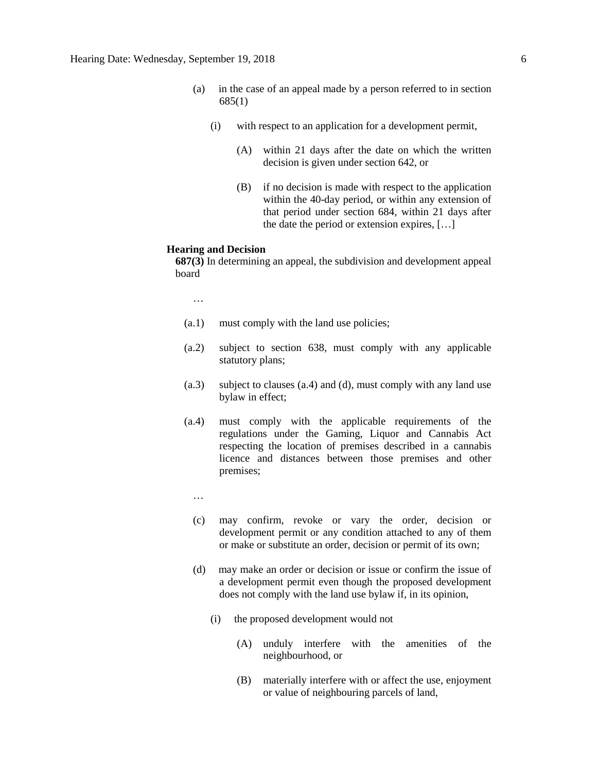(a) in the case of an appeal made by a person referred to in section 685(1)

(i) with respect to an application for a development permit,

(A) within 21 days after the date on which the written decision is given under section 642, or

(B) if no decision is made with respect to the application within the 40-day period, or within any extension of that period under section 684, within 21 days after the date the period or extension expires, […]

**Hearing and Decision**

**687(3)** In determining an appeal, the subdivision and development appeal board

…

(a.1) must comply with the land use policies;

(a.2) subject to section 638, must comply with any applicable statutory plans;

(a.3) subject to clauses (a.4) and (d), must comply with any land use bylaw in effect;

(a.4) must comply with the applicable requirements of the regulations under the Gaming, Liquor and Cannabis Act respecting the location of premises described in a cannabis licence and distances between those premises and other premises;

…

(c) may confirm, revoke or vary the order, decision or development permit or any condition attached to any of them or make or substitute an order, decision or permit of its own;

(d) may make an order or decision or issue or confirm the issue of a development permit even though the proposed development does not comply with the land use bylaw if, in its opinion,

(i) the proposed development would not

(A) unduly interfere with the amenities of the neighbourhood, or

(B) materially interfere with or affect the use, enjoyment or value of neighbouring parcels of land,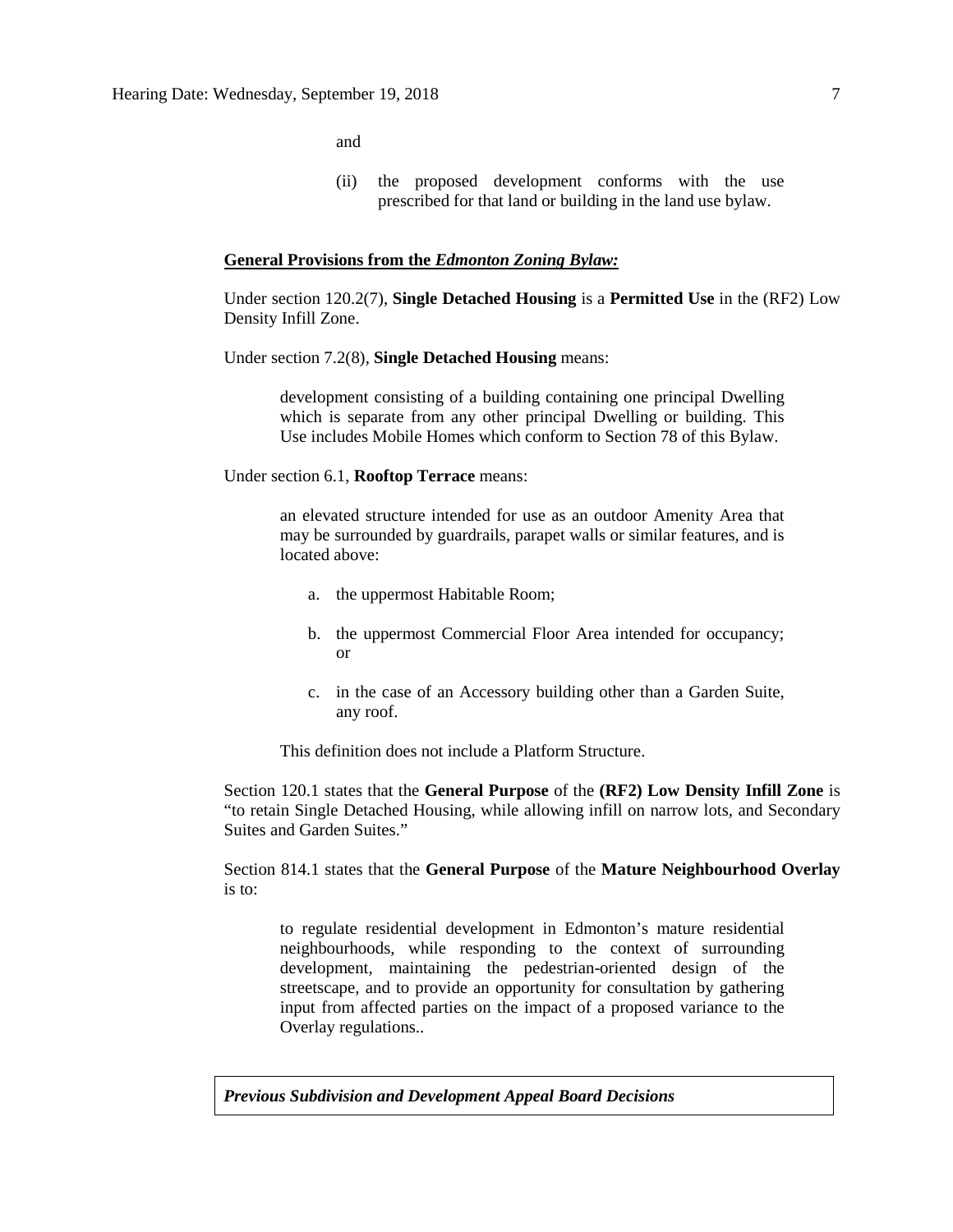and

(ii) the proposed development conforms with the use prescribed for that land or building in the land use bylaw.

**General Provisions from the *Edmonton Zoning Bylaw:***

Under section 120.2(7), **Single Detached Housing** is a **Permitted Use** in the (RF2) Low Density Infill Zone.

Under section 7.2(8), **Single Detached Housing** means:

> development consisting of a building containing one principal Dwelling which is separate from any other principal Dwelling or building. This Use includes Mobile Homes which conform to Section 78 of this Bylaw.

Under section 6.1, **Rooftop Terrace** means:

> an elevated structure intended for use as an outdoor Amenity Area that may be surrounded by guardrails, parapet walls or similar features, and is located above:
>
> a. the uppermost Habitable Room;
>
> b. the uppermost Commercial Floor Area intended for occupancy; or
>
> c. in the case of an Accessory building other than a Garden Suite, any roof.
>
> This definition does not include a Platform Structure.

Section 120.1 states that the **General Purpose** of the **(RF2) Low Density Infill Zone** is "to retain Single Detached Housing, while allowing infill on narrow lots, and Secondary Suites and Garden Suites."

Section 814.1 states that the **General Purpose** of the **Mature Neighbourhood Overlay** is to:

> to regulate residential development in Edmonton's mature residential neighbourhoods, while responding to the context of surrounding development, maintaining the pedestrian-oriented design of the streetscape, and to provide an opportunity for consultation by gathering input from affected parties on the impact of a proposed variance to the Overlay regulations..

***Previous Subdivision and Development Appeal Board Decisions***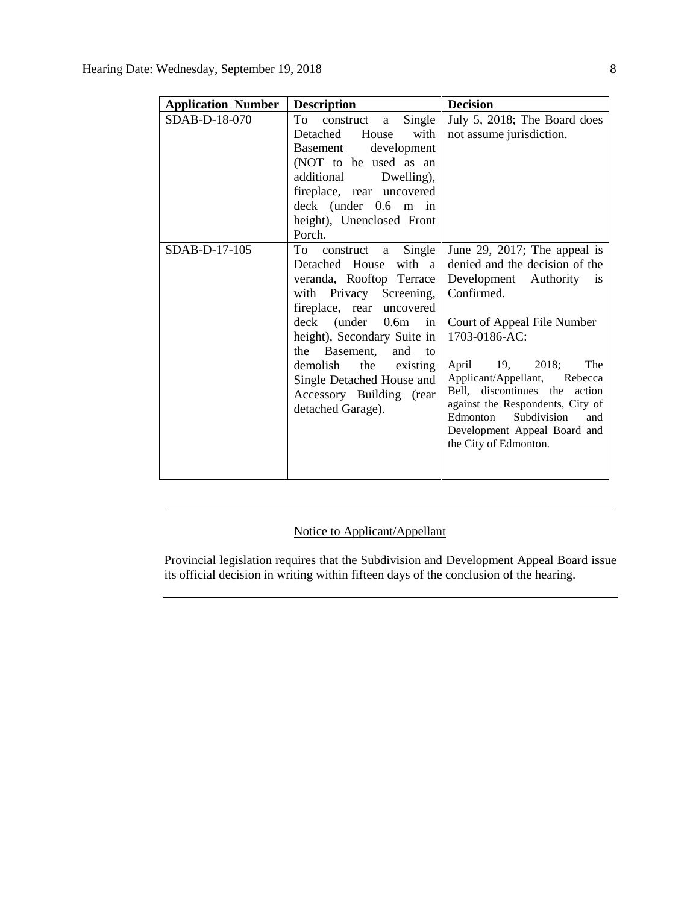| Application Number | Description | Decision |
| --- | --- | --- |
| SDAB-D-18-070 | To construct a Single Detached House with Basement development (NOT to be used as an additional Dwelling), fireplace, rear uncovered deck (under 0.6 m in height), Unenclosed Front Porch. | July 5, 2018; The Board does not assume jurisdiction. |
| SDAB-D-17-105 | To construct a Single Detached House with a veranda, Rooftop Terrace with Privacy Screening, fireplace, rear uncovered deck (under 0.6m in height), Secondary Suite in the Basement, and to demolish the existing Single Detached House and Accessory Building (rear detached Garage). | June 29, 2017; The appeal is denied and the decision of the Development Authority is Confirmed.<br><br>Court of Appeal File Number 1703-0186-AC:<br><br>April 19, 2018; The Applicant/Appellant, Rebecca Bell, discontinues the action against the Respondents, City of Edmonton Subdivision and Development Appeal Board and the City of Edmonton. |

---

Notice to Applicant/Appellant

Provincial legislation requires that the Subdivision and Development Appeal Board issue its official decision in writing within fifteen days of the conclusion of the hearing.

---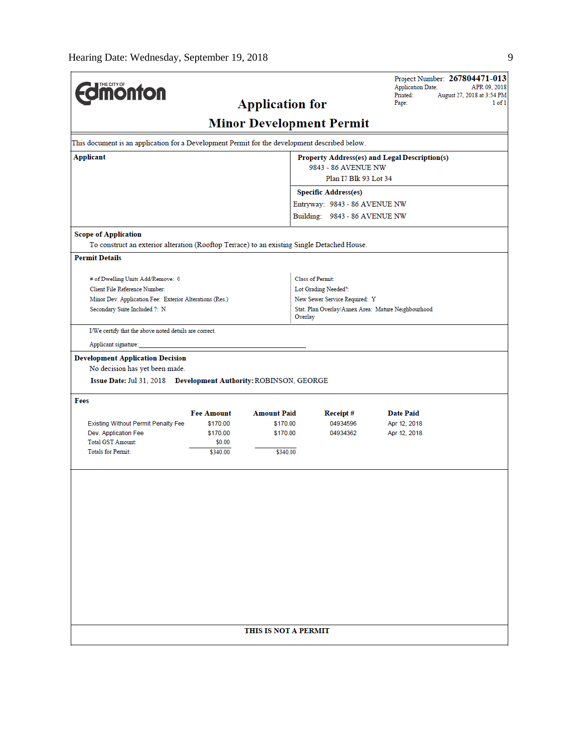# Application for Minor Development Permit

Project Number: **267804471-013**
Application Date: APR 09, 2018
Printed: August 27, 2018 at 3:54 PM
Page: 1 of 1

This document is an application for a Development Permit for the development described below.

**Applicant**

**Property Address(es) and Legal Description(s)**
9843 - 86 AVENUE NW
Plan I7 Blk 93 Lot 34

**Specific Address(es)**
Entryway: 9843 - 86 AVENUE NW
Building: 9843 - 86 AVENUE NW

**Scope of Application**

To construct an exterior alteration (Rooftop Terrace) to an existing Single Detached House.

**Permit Details**

# of Dwelling Units Add/Remove: 0
Client File Reference Number:
Minor Dev. Application Fee: Exterior Alterations (Res.)
Secondary Suite Included ?: N

Class of Permit:
Lot Grading Needed?:
New Sewer Service Required: Y
Stat. Plan Overlay/Annex Area: Mature Neighbourhood Overlay

I/We certify that the above noted details are correct.

Applicant signature:_______________________________________________

**Development Application Decision**

No decision has yet been made.

**Issue Date:** Jul 31, 2018 **Development Authority:** ROBINSON, GEORGE

**Fees**

| | Fee Amount | Amount Paid | Receipt # | Date Paid |
|---|---|---|---|---|
| Existing Without Permit Penalty Fee | $170.00 | $170.00 | 04934596 | Apr 12, 2018 |
| Dev. Application Fee | $170.00 | $170.00 | 04934362 | Apr 12, 2018 |
| Total GST Amount: | $0.00 | | | |
| Totals for Permit: | $340.00 | $340.00 | | |

**THIS IS NOT A PERMIT**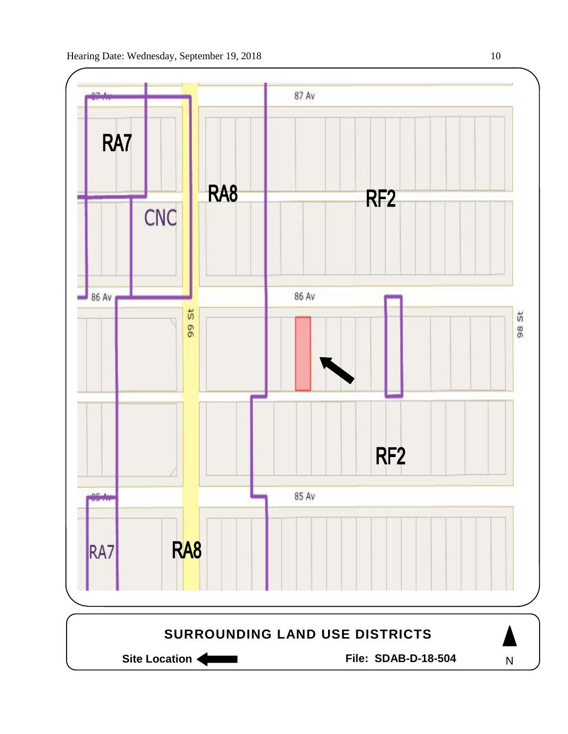RA7

CNC

RA8

RF2

87 Av

86 Av

99 St

98 St

RF2

85 Av

RA7

RA8

**SURROUNDING LAND USE DISTRICTS**

**Site Location** ←

**File: SDAB-D-18-504**

N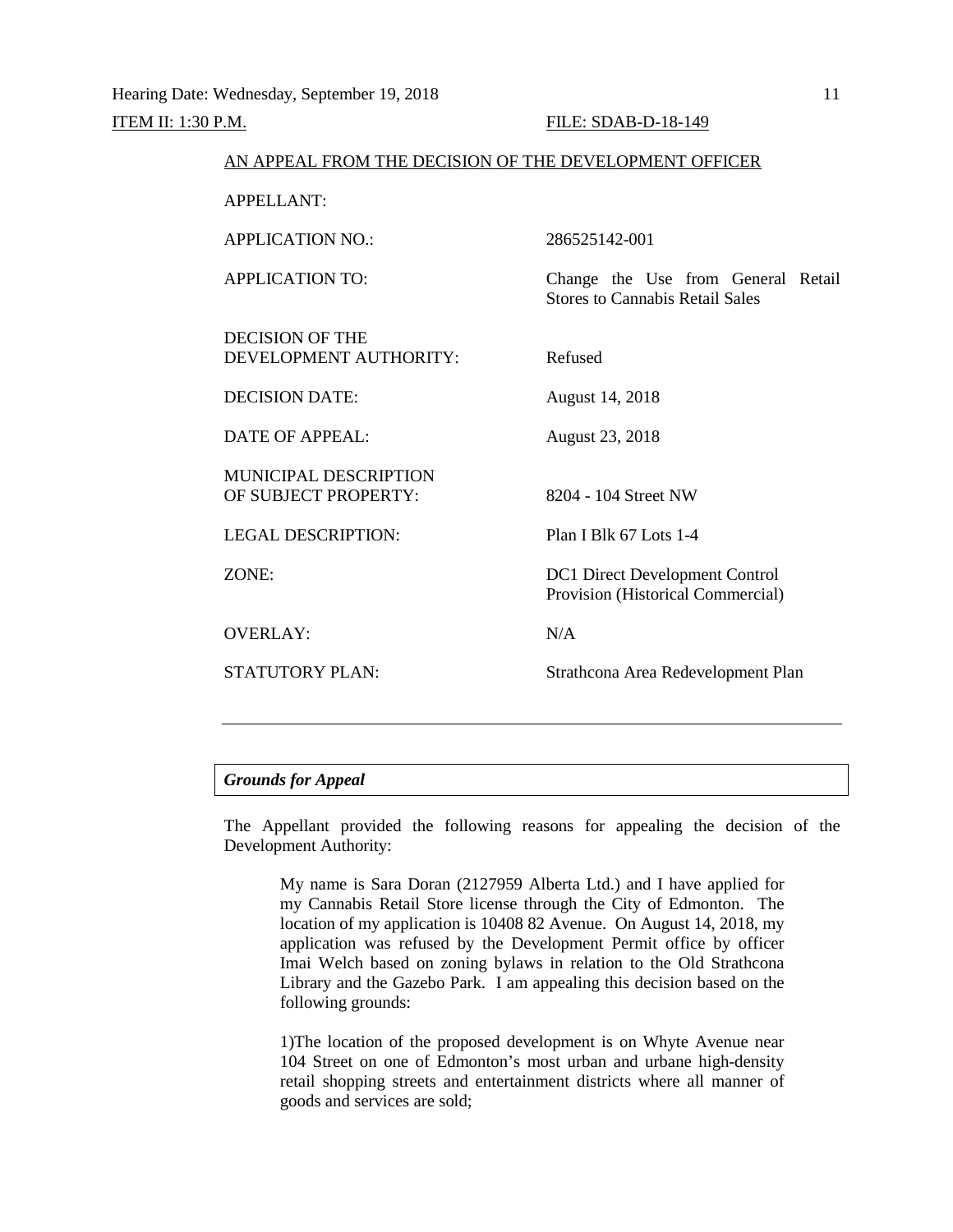Hearing Date: Wednesday, September 19, 2018

ITEM II: 1:30 P.M. FILE: SDAB-D-18-149

AN APPEAL FROM THE DECISION OF THE DEVELOPMENT OFFICER

| | |
|---|---|
| APPELLANT: | |
| APPLICATION NO.: | 286525142-001 |
| APPLICATION TO: | Change the Use from General Retail Stores to Cannabis Retail Sales |
| DECISION OF THE DEVELOPMENT AUTHORITY: | Refused |
| DECISION DATE: | August 14, 2018 |
| DATE OF APPEAL: | August 23, 2018 |
| MUNICIPAL DESCRIPTION OF SUBJECT PROPERTY: | 8204 - 104 Street NW |
| LEGAL DESCRIPTION: | Plan I Blk 67 Lots 1-4 |
| ZONE: | DC1 Direct Development Control Provision (Historical Commercial) |
| OVERLAY: | N/A |
| STATUTORY PLAN: | Strathcona Area Redevelopment Plan |

---

***Grounds for Appeal***

The Appellant provided the following reasons for appealing the decision of the Development Authority:

> My name is Sara Doran (2127959 Alberta Ltd.) and I have applied for my Cannabis Retail Store license through the City of Edmonton. The location of my application is 10408 82 Avenue. On August 14, 2018, my application was refused by the Development Permit office by officer Imai Welch based on zoning bylaws in relation to the Old Strathcona Library and the Gazebo Park. I am appealing this decision based on the following grounds:
>
> 1)The location of the proposed development is on Whyte Avenue near 104 Street on one of Edmonton's most urban and urbane high-density retail shopping streets and entertainment districts where all manner of goods and services are sold;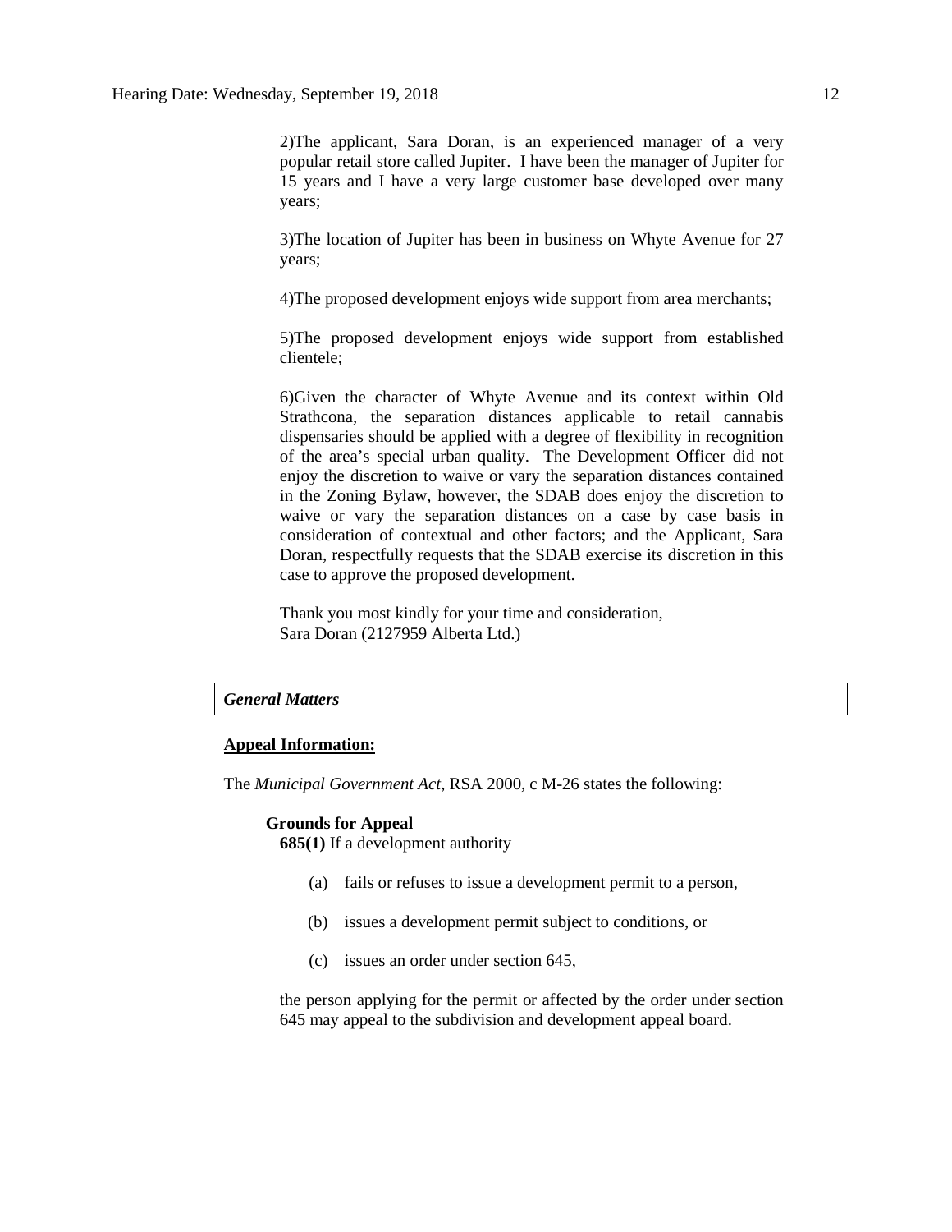2)The applicant, Sara Doran, is an experienced manager of a very popular retail store called Jupiter. I have been the manager of Jupiter for 15 years and I have a very large customer base developed over many years;

3)The location of Jupiter has been in business on Whyte Avenue for 27 years;

4)The proposed development enjoys wide support from area merchants;

5)The proposed development enjoys wide support from established clientele;

6)Given the character of Whyte Avenue and its context within Old Strathcona, the separation distances applicable to retail cannabis dispensaries should be applied with a degree of flexibility in recognition of the area's special urban quality. The Development Officer did not enjoy the discretion to waive or vary the separation distances contained in the Zoning Bylaw, however, the SDAB does enjoy the discretion to waive or vary the separation distances on a case by case basis in consideration of contextual and other factors; and the Applicant, Sara Doran, respectfully requests that the SDAB exercise its discretion in this case to approve the proposed development.

Thank you most kindly for your time and consideration,
Sara Doran (2127959 Alberta Ltd.)

### *General Matters*

**Appeal Information:**

The *Municipal Government Act*, RSA 2000, c M-26 states the following:

**Grounds for Appeal**

**685(1)** If a development authority

(a) fails or refuses to issue a development permit to a person,

(b) issues a development permit subject to conditions, or

(c) issues an order under section 645,

the person applying for the permit or affected by the order under section 645 may appeal to the subdivision and development appeal board.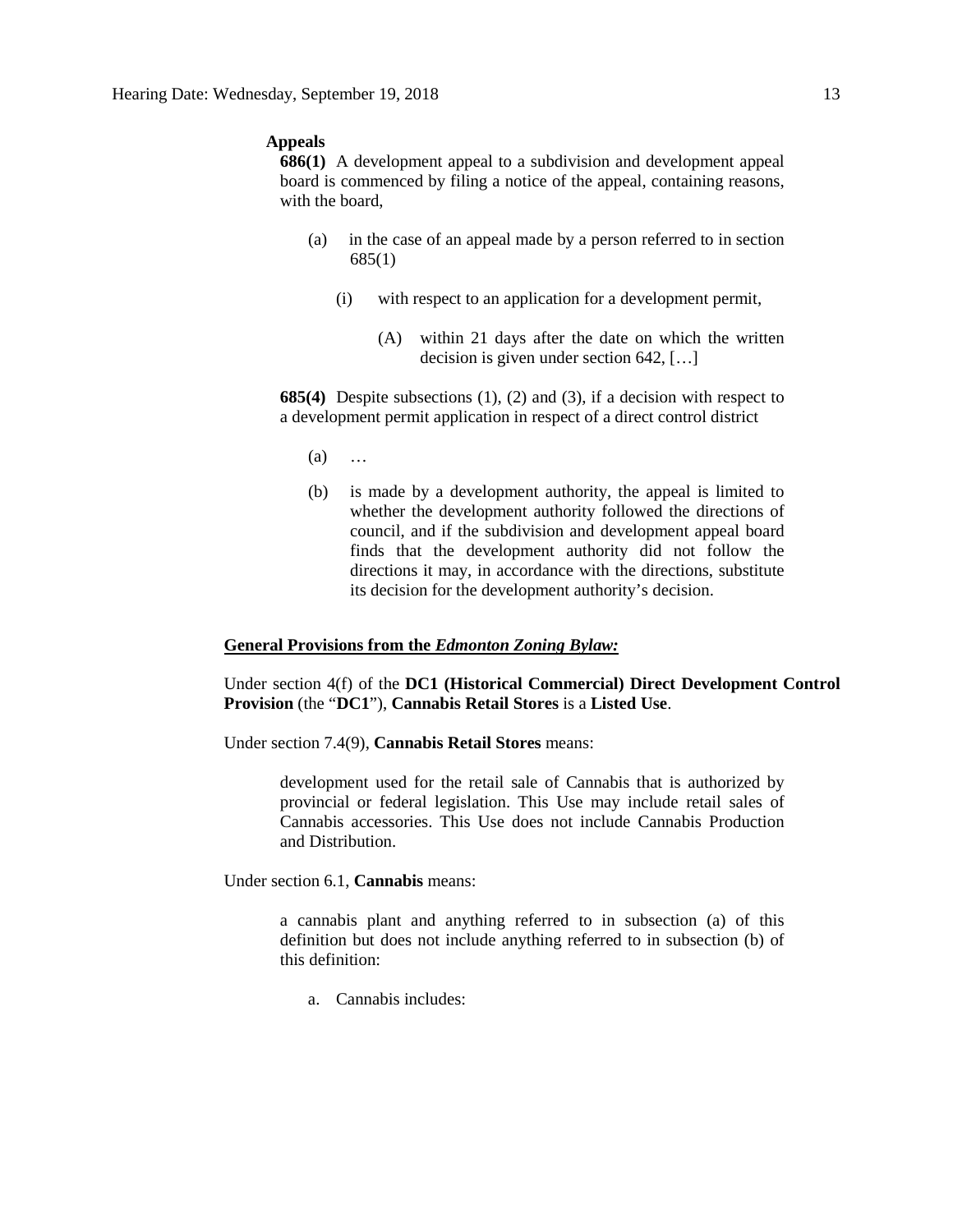**Appeals**

**686(1)** A development appeal to a subdivision and development appeal board is commenced by filing a notice of the appeal, containing reasons, with the board,

(a) in the case of an appeal made by a person referred to in section 685(1)

(i) with respect to an application for a development permit,

(A) within 21 days after the date on which the written decision is given under section 642, […]

**685(4)** Despite subsections (1), (2) and (3), if a decision with respect to a development permit application in respect of a direct control district

(a) …

(b) is made by a development authority, the appeal is limited to whether the development authority followed the directions of council, and if the subdivision and development appeal board finds that the development authority did not follow the directions it may, in accordance with the directions, substitute its decision for the development authority's decision.

**<u>General Provisions from the *Edmonton Zoning Bylaw:*</u>**

Under section 4(f) of the **DC1 (Historical Commercial) Direct Development Control Provision** (the "**DC1**"), **Cannabis Retail Stores** is a **Listed Use**.

Under section 7.4(9), **Cannabis Retail Stores** means:

> development used for the retail sale of Cannabis that is authorized by provincial or federal legislation. This Use may include retail sales of Cannabis accessories. This Use does not include Cannabis Production and Distribution.

Under section 6.1, **Cannabis** means:

> a cannabis plant and anything referred to in subsection (a) of this definition but does not include anything referred to in subsection (b) of this definition:
>
> a. Cannabis includes: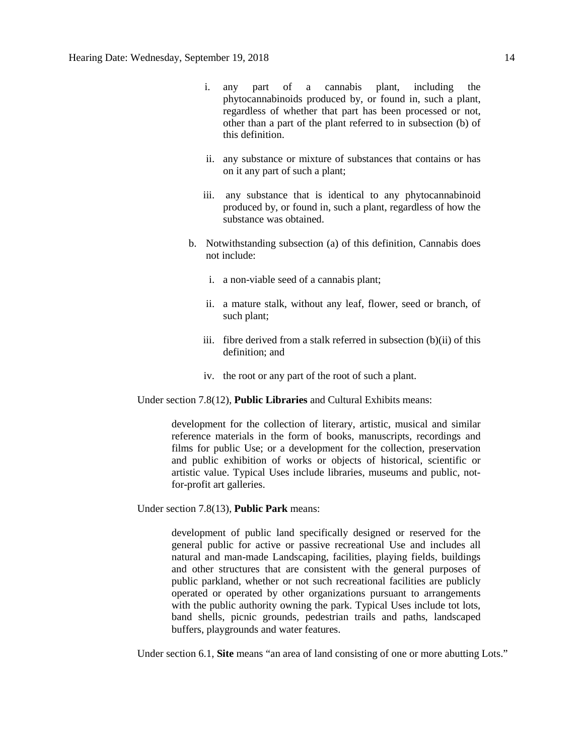i. any part of a cannabis plant, including the phytocannabinoids produced by, or found in, such a plant, regardless of whether that part has been processed or not, other than a part of the plant referred to in subsection (b) of this definition.

ii. any substance or mixture of substances that contains or has on it any part of such a plant;

iii. any substance that is identical to any phytocannabinoid produced by, or found in, such a plant, regardless of how the substance was obtained.

b. Notwithstanding subsection (a) of this definition, Cannabis does not include:

i. a non-viable seed of a cannabis plant;

ii. a mature stalk, without any leaf, flower, seed or branch, of such plant;

iii. fibre derived from a stalk referred in subsection (b)(ii) of this definition; and

iv. the root or any part of the root of such a plant.

Under section 7.8(12), **Public Libraries** and Cultural Exhibits means:

> development for the collection of literary, artistic, musical and similar reference materials in the form of books, manuscripts, recordings and films for public Use; or a development for the collection, preservation and public exhibition of works or objects of historical, scientific or artistic value. Typical Uses include libraries, museums and public, not-for-profit art galleries.

Under section 7.8(13), **Public Park** means:

> development of public land specifically designed or reserved for the general public for active or passive recreational Use and includes all natural and man-made Landscaping, facilities, playing fields, buildings and other structures that are consistent with the general purposes of public parkland, whether or not such recreational facilities are publicly operated or operated by other organizations pursuant to arrangements with the public authority owning the park. Typical Uses include tot lots, band shells, picnic grounds, pedestrian trails and paths, landscaped buffers, playgrounds and water features.

Under section 6.1, **Site** means "an area of land consisting of one or more abutting Lots."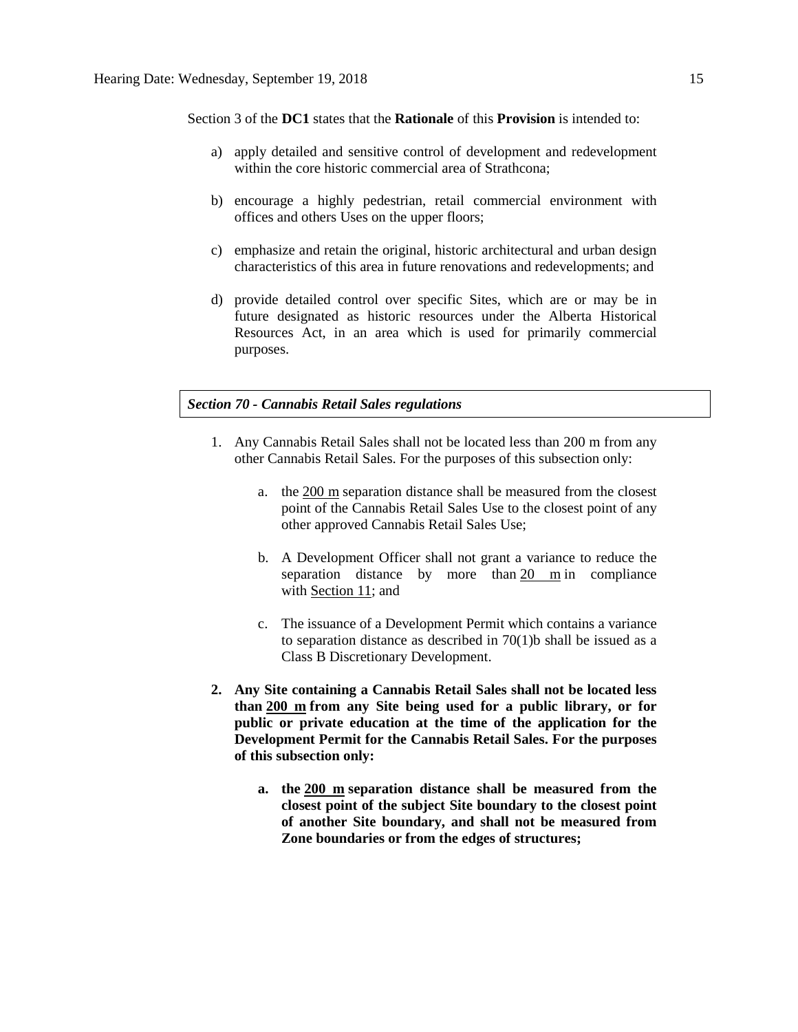Section 3 of the **DC1** states that the **Rationale** of this **Provision** is intended to:

a) apply detailed and sensitive control of development and redevelopment within the core historic commercial area of Strathcona;

b) encourage a highly pedestrian, retail commercial environment with offices and others Uses on the upper floors;

c) emphasize and retain the original, historic architectural and urban design characteristics of this area in future renovations and redevelopments; and

d) provide detailed control over specific Sites, which are or may be in future designated as historic resources under the Alberta Historical Resources Act, in an area which is used for primarily commercial purposes.

***Section 70 - Cannabis Retail Sales regulations***

1. Any Cannabis Retail Sales shall not be located less than 200 m from any other Cannabis Retail Sales. For the purposes of this subsection only:

   a. the 200 m separation distance shall be measured from the closest point of the Cannabis Retail Sales Use to the closest point of any other approved Cannabis Retail Sales Use;

   b. A Development Officer shall not grant a variance to reduce the separation distance by more than 20 m in compliance with Section 11; and

   c. The issuance of a Development Permit which contains a variance to separation distance as described in 70(1)b shall be issued as a Class B Discretionary Development.

2. **Any Site containing a Cannabis Retail Sales shall not be located less than 200 m from any Site being used for a public library, or for public or private education at the time of the application for the Development Permit for the Cannabis Retail Sales. For the purposes of this subsection only:**

   a. **the 200 m separation distance shall be measured from the closest point of the subject Site boundary to the closest point of another Site boundary, and shall not be measured from Zone boundaries or from the edges of structures;**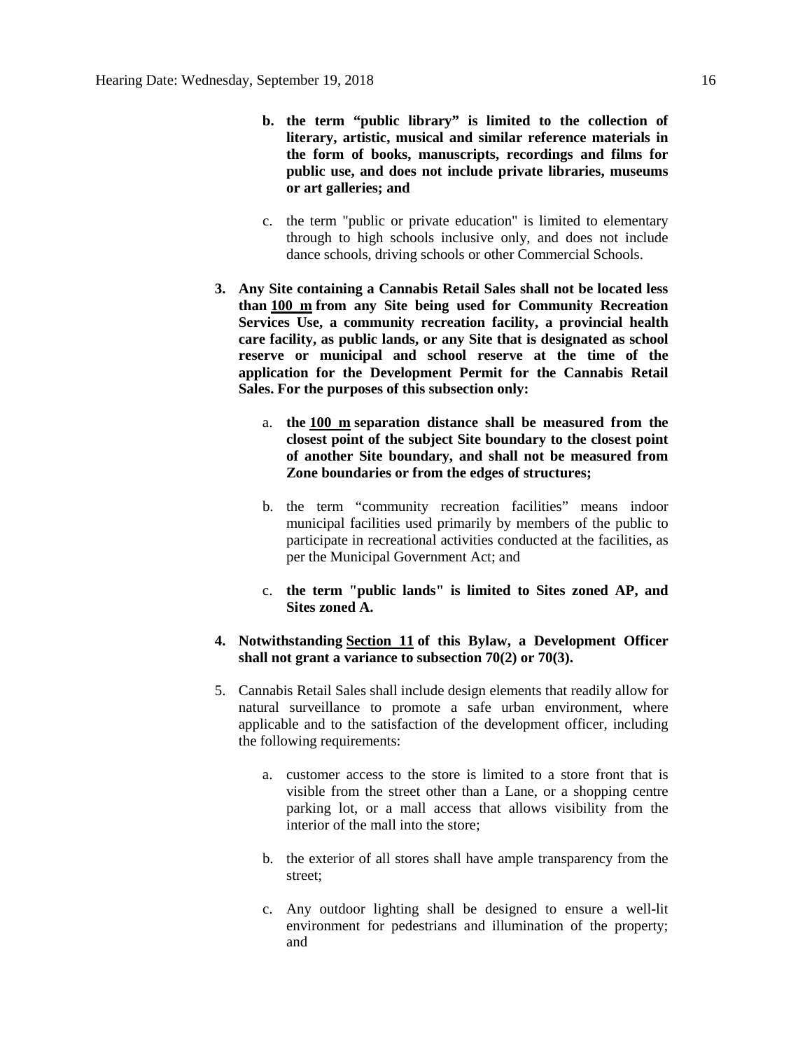**b. the term "public library" is limited to the collection of literary, artistic, musical and similar reference materials in the form of books, manuscripts, recordings and films for public use, and does not include private libraries, museums or art galleries; and**

c. the term "public or private education" is limited to elementary through to high schools inclusive only, and does not include dance schools, driving schools or other Commercial Schools.

**3. Any Site containing a Cannabis Retail Sales shall not be located less than <u>100 m</u> from any Site being used for Community Recreation Services Use, a community recreation facility, a provincial health care facility, as public lands, or any Site that is designated as school reserve or municipal and school reserve at the time of the application for the Development Permit for the Cannabis Retail Sales. For the purposes of this subsection only:**

a. **the <u>100 m</u> separation distance shall be measured from the closest point of the subject Site boundary to the closest point of another Site boundary, and shall not be measured from Zone boundaries or from the edges of structures;**

b. the term "community recreation facilities" means indoor municipal facilities used primarily by members of the public to participate in recreational activities conducted at the facilities, as per the Municipal Government Act; and

c. **the term "public lands" is limited to Sites zoned AP, and Sites zoned A.**

**4. Notwithstanding <u>Section 11</u> of this Bylaw, a Development Officer shall not grant a variance to subsection 70(2) or 70(3).**

5. Cannabis Retail Sales shall include design elements that readily allow for natural surveillance to promote a safe urban environment, where applicable and to the satisfaction of the development officer, including the following requirements:

a. customer access to the store is limited to a store front that is visible from the street other than a Lane, or a shopping centre parking lot, or a mall access that allows visibility from the interior of the mall into the store;

b. the exterior of all stores shall have ample transparency from the street;

c. Any outdoor lighting shall be designed to ensure a well-lit environment for pedestrians and illumination of the property; and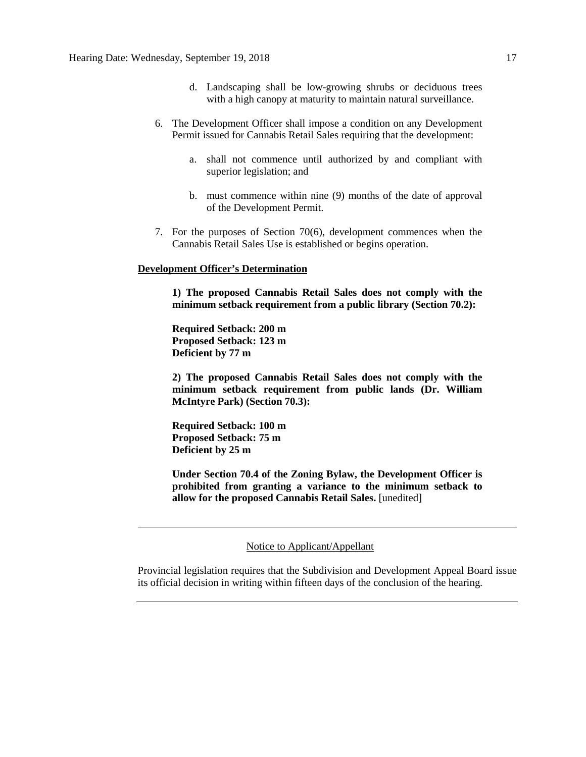d. Landscaping shall be low-growing shrubs or deciduous trees with a high canopy at maturity to maintain natural surveillance.

6. The Development Officer shall impose a condition on any Development Permit issued for Cannabis Retail Sales requiring that the development:

   a. shall not commence until authorized by and compliant with superior legislation; and

   b. must commence within nine (9) months of the date of approval of the Development Permit.

7. For the purposes of Section 70(6), development commences when the Cannabis Retail Sales Use is established or begins operation.

**Development Officer's Determination**

**1) The proposed Cannabis Retail Sales does not comply with the minimum setback requirement from a public library (Section 70.2):**

**Required Setback: 200 m**
**Proposed Setback: 123 m**
**Deficient by 77 m**

**2) The proposed Cannabis Retail Sales does not comply with the minimum setback requirement from public lands (Dr. William McIntyre Park) (Section 70.3):**

**Required Setback: 100 m**
**Proposed Setback: 75 m**
**Deficient by 25 m**

**Under Section 70.4 of the Zoning Bylaw, the Development Officer is prohibited from granting a variance to the minimum setback to allow for the proposed Cannabis Retail Sales.** [unedited]

---

Notice to Applicant/Appellant

Provincial legislation requires that the Subdivision and Development Appeal Board issue its official decision in writing within fifteen days of the conclusion of the hearing.

---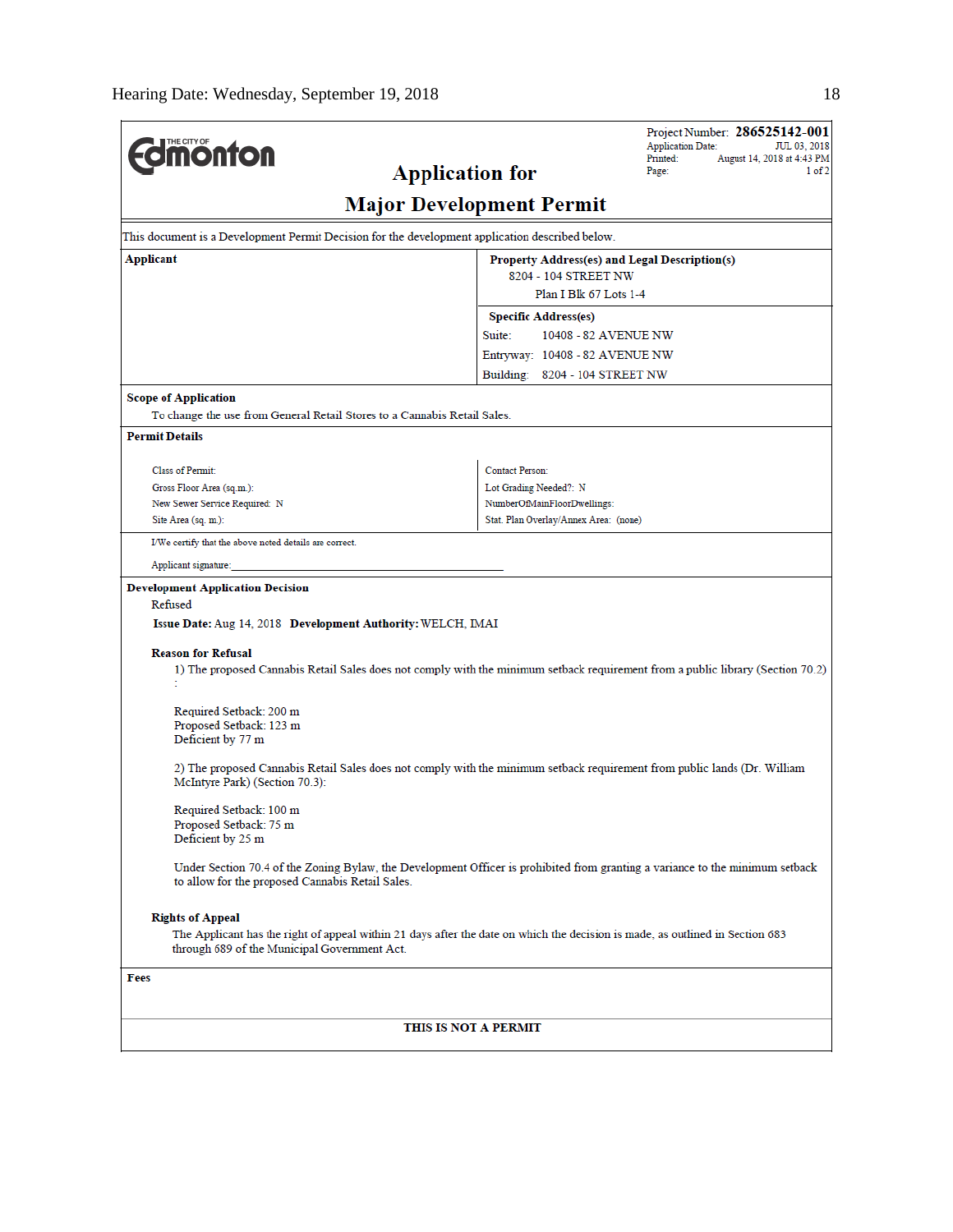Project Number: **286525142-001**
Application Date: JUL 03, 2018
Printed: August 14, 2018 at 4:43 PM

# Application for Major Development Permit

This document is a Development Permit Decision for the development application described below.

**Applicant**

**Property Address(es) and Legal Description(s)**
8204 - 104 STREET NW
Plan I Blk 67 Lots 1-4

**Specific Address(es)**
Suite: 10408 - 82 AVENUE NW
Entryway: 10408 - 82 AVENUE NW
Building: 8204 - 104 STREET NW

**Scope of Application**
To change the use from General Retail Stores to a Cannabis Retail Sales.

**Permit Details**

Class of Permit:
Gross Floor Area (sq.m.):
New Sewer Service Required: N
Site Area (sq. m.):

Contact Person:
Lot Grading Needed?: N
NumberOfMainFloorDwellings:
Stat. Plan Overlay/Annex Area: (none)

I/We certify that the above noted details are correct.

Applicant signature: ____________________

**Development Application Decision**
Refused

**Issue Date:** Aug 14, 2018 **Development Authority:** WELCH, IMAI

**Reason for Refusal**

1) The proposed Cannabis Retail Sales does not comply with the minimum setback requirement from a public library (Section 70.2) :

Required Setback: 200 m
Proposed Setback: 123 m
Deficient by 77 m

2) The proposed Cannabis Retail Sales does not comply with the minimum setback requirement from public lands (Dr. William McIntyre Park) (Section 70.3):

Required Setback: 100 m
Proposed Setback: 75 m
Deficient by 25 m

Under Section 70.4 of the Zoning Bylaw, the Development Officer is prohibited from granting a variance to the minimum setback to allow for the proposed Cannabis Retail Sales.

**Rights of Appeal**
The Applicant has the right of appeal within 21 days after the date on which the decision is made, as outlined in Section 683 through 689 of the Municipal Government Act.

**Fees**

**THIS IS NOT A PERMIT**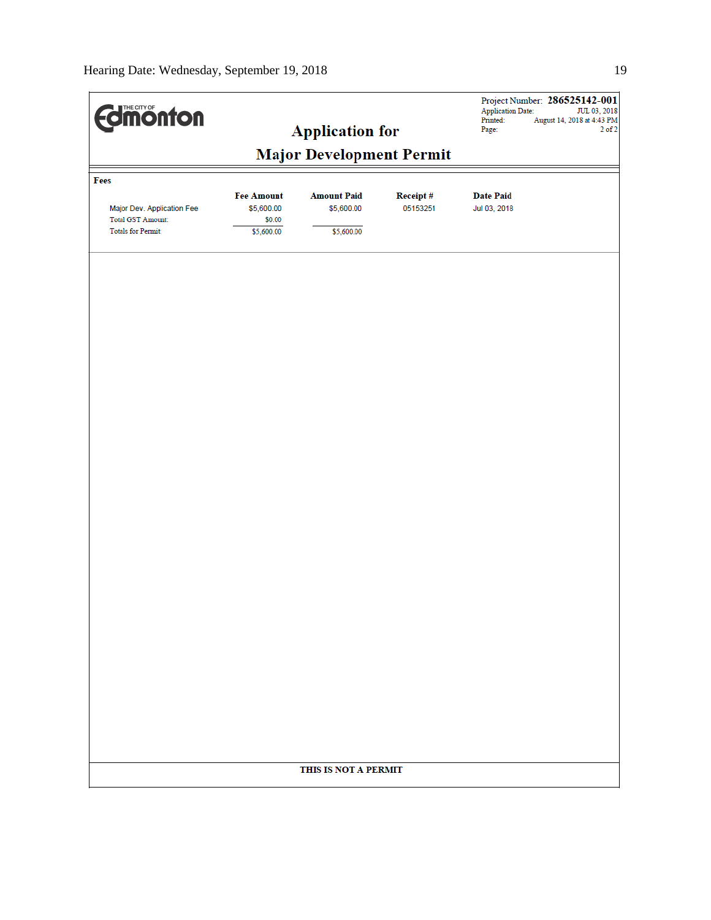THE CITY OF Edmonton

Project Number: **286525142-001**
Application Date: JUL 03, 2018
Printed: August 14, 2018 at 4:43 PM
Page: 2 of 2

# Application for
# Major Development Permit

**Fees**

| | Fee Amount | Amount Paid | Receipt # | Date Paid |
|---|---|---|---|---|
| Major Dev. Application Fee | $5,600.00 | $5,600.00 | 05153251 | Jul 03, 2018 |
| Total GST Amount: | $0.00 | | | |
| Totals for Permit: | $5,600.00 | $5,600.00 | | |

**THIS IS NOT A PERMIT**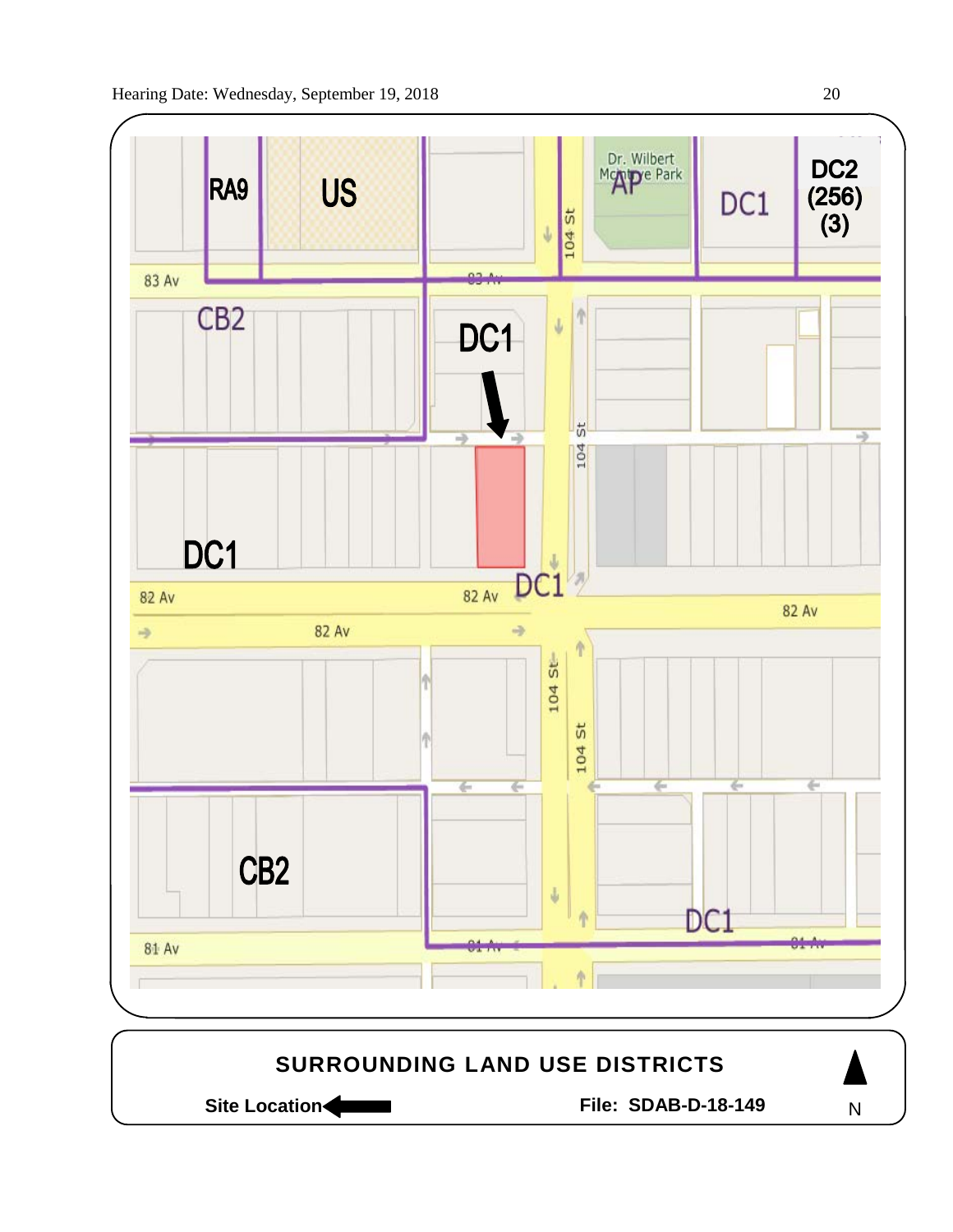RA9

US

Dr. Wilbert McIntyre Park

AP

DC1

DC2 (256) (3)

83 Av

83 Av

104 St

CB2

DC1

104 St

DC1

82 Av

82 Av

DC1

82 Av

82 Av

104 St

104 St

CB2

DC1

81 Av

81 Av

81 Av

**SURROUNDING LAND USE DISTRICTS**

**Site Location**

**File: SDAB-D-18-149**

N